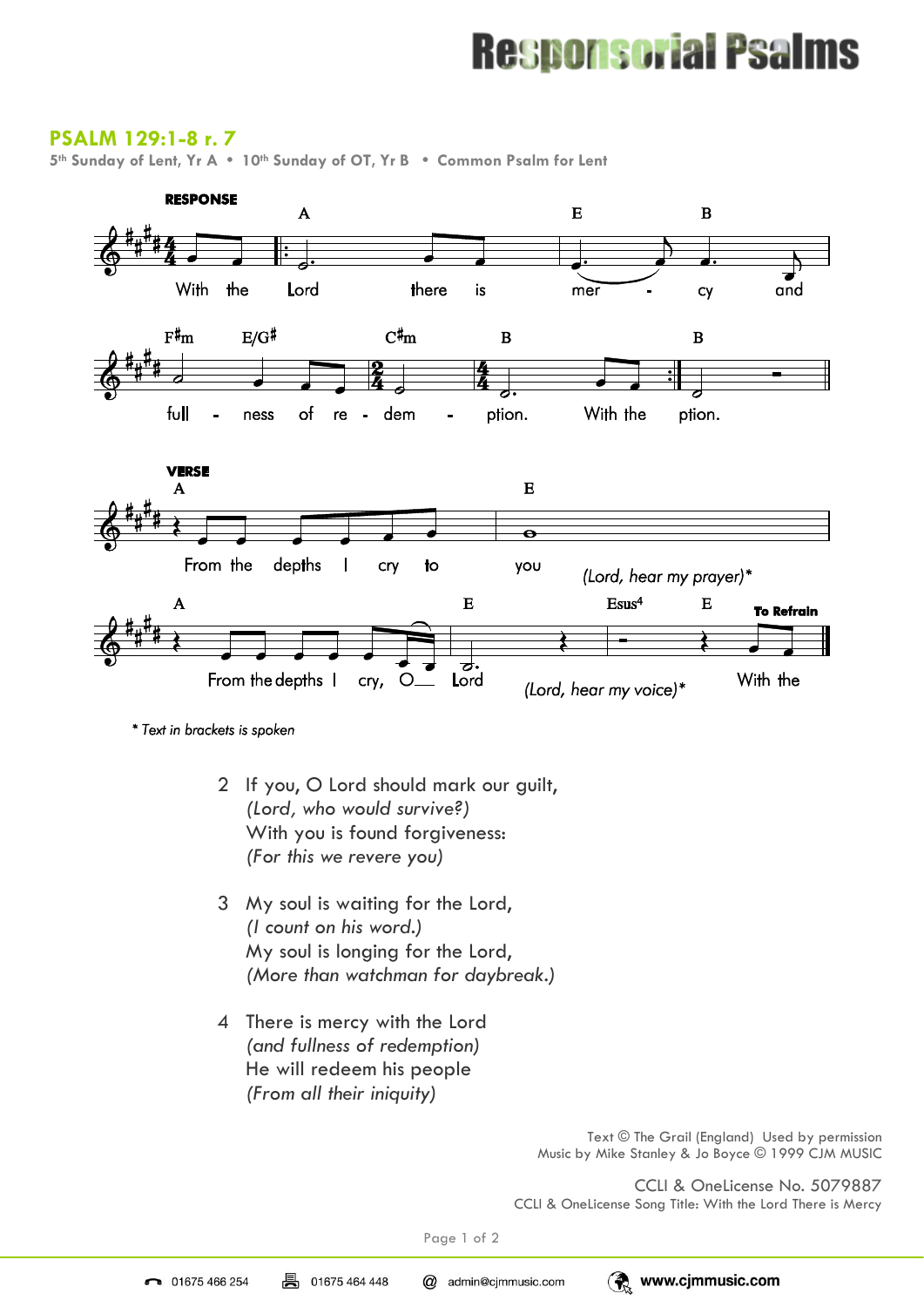# Responsorial Psalms

## PSALM 129:1-8 r. 7

**5th Sunday of Lent, Yr A • 10th Sunday of OT, Yr B • Common Psalm for Lent**

**RESPONSE**

With the Lord there is mercy and fullness of redemption. With the ption.

**VERSE**

From the depths I cry to you *(Lord, hear my prayer)**

From the depths I cry, O Lord *(Lord, hear my voice)** With the

**To Refrain**

*\* Text in brackets is spoken*

2 If you, O Lord should mark our guilt,
*(Lord, who would survive?)*
With you is found forgiveness:
*(For this we revere you)*

3 My soul is waiting for the Lord,
*(I count on his word.)*
My soul is longing for the Lord,
*(More than watchman for daybreak.)*

4 There is mercy with the Lord
*(and fullness of redemption)*
He will redeem his people
*(From all their iniquity)*

Text © The Grail (England) Used by permission
Music by Mike Stanley & Jo Boyce © 1999 CJM MUSIC

CCLI & OneLicense No. 5079887
CCLI & OneLicense Song Title: With the Lord There is Mercy

01675 466 254 01675 464 448 admin@cjmmusic.com www.cjmmusic.com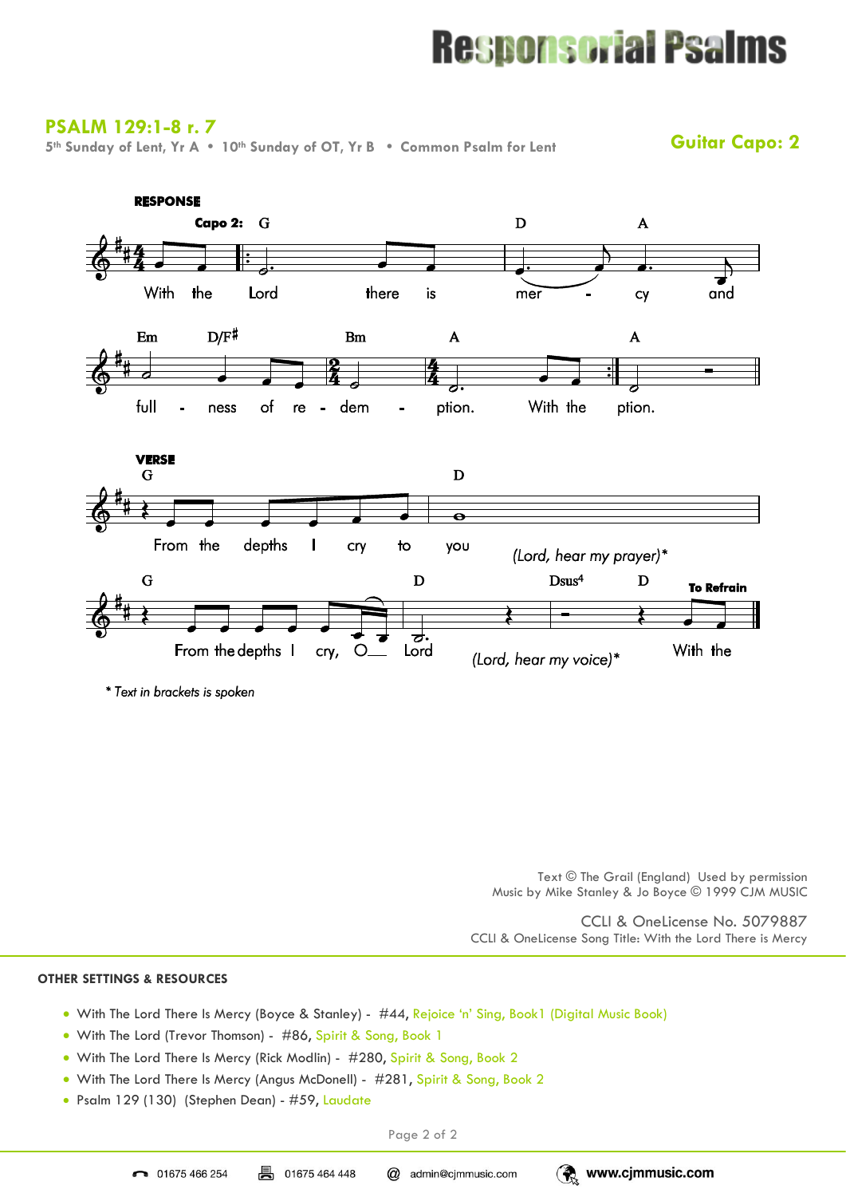# PSALM 129:1-8 r. 7

**5th Sunday of Lent, Yr A • 10th Sunday of OT, Yr B • Common Psalm for Lent**

**Guitar Capo: 2**

**RESPONSE**

Capo 2: G D A

With the Lord there is mer - cy and

Em D/F# Bm A A

full - ness of re - dem - ption. With the ption.

**VERSE**

G D

From the depths I cry to you *(Lord, hear my prayer)**

G D Dsus4 D **To Refrain**

From the depths I cry, O Lord *(Lord, hear my voice)** With the

*\* Text in brackets is spoken*

Text © The Grail (England) Used by permission
Music by Mike Stanley & Jo Boyce © 1999 CJM MUSIC

CCLI & OneLicense No. 5079887
CCLI & OneLicense Song Title: With the Lord There is Mercy

**OTHER SETTINGS & RESOURCES**

- With The Lord There Is Mercy (Boyce & Stanley) - #44, Rejoice 'n' Sing, Book1 (Digital Music Book)
- With The Lord (Trevor Thomson) - #86, Spirit & Song, Book 1
- With The Lord There Is Mercy (Rick Modlin) - #280, Spirit & Song, Book 2
- With The Lord There Is Mercy (Angus McDonell) - #281, Spirit & Song, Book 2
- Psalm 129 (130) (Stephen Dean) - #59, Laudate

01675 466 254 01675 464 448 admin@cjmmusic.com www.cjmmusic.com